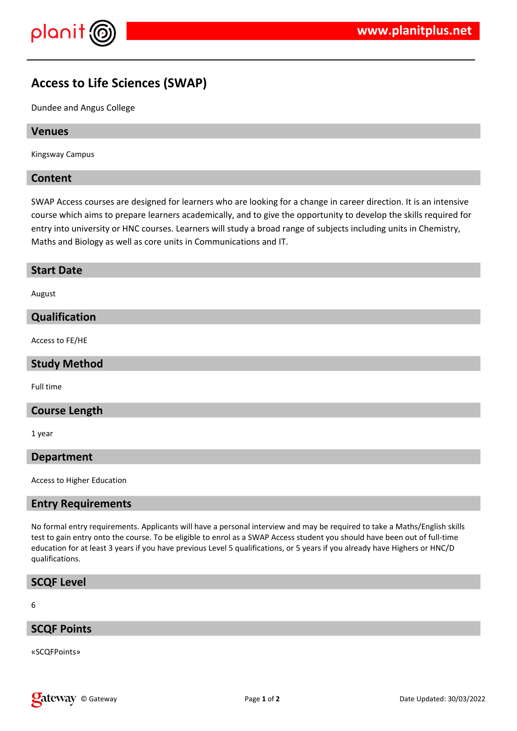# Access to Life Sciences (SWAP)

Dundee and Angus College

## Venues

Kingsway Campus

## Content

SWAP Access courses are designed for learners who are looking for a change in career direction. It is an intensive course which aims to prepare learners academically, and to give the opportunity to develop the skills required for entry into university or HNC courses. Learners will study a broad range of subjects including units in Chemistry, Maths and Biology as well as core units in Communications and IT.

## Start Date

August

## Qualification

Access to FE/HE

## Study Method

Full time

## Course Length

1 year

## Department

Access to Higher Education

## Entry Requirements

No formal entry requirements. Applicants will have a personal interview and may be required to take a Maths/English skills test to gain entry onto the course. To be eligible to enrol as a SWAP Access student you should have been out of full-time education for at least 3 years if you have previous Level 5 qualifications, or 5 years if you already have Highers or HNC/D qualifications.

## SCQF Level

6

## SCQF Points

«SCQFPoints»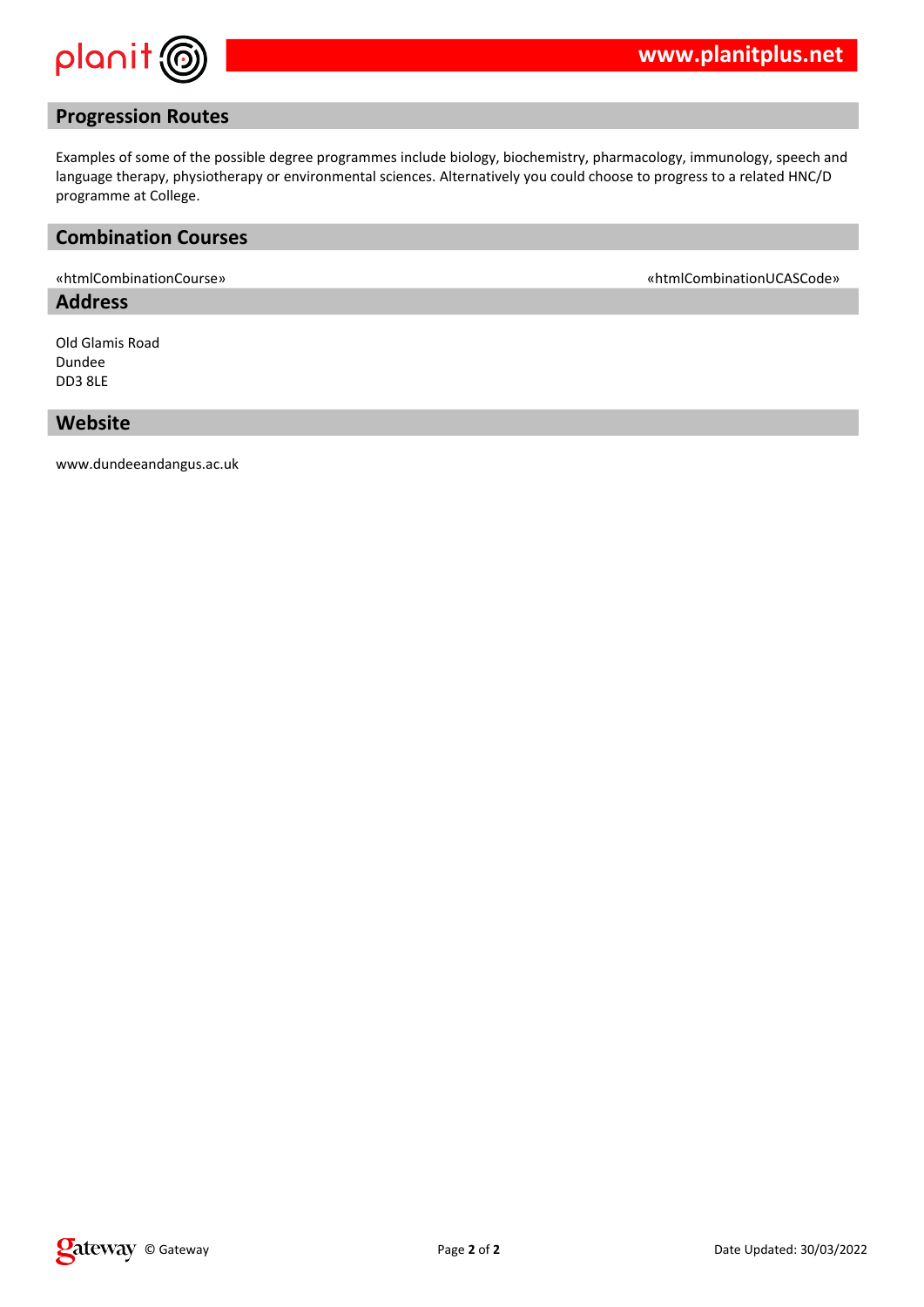## Progression Routes

Examples of some of the possible degree programmes include biology, biochemistry, pharmacology, immunology, speech and language therapy, physiotherapy or environmental sciences. Alternatively you could choose to progress to a related HNC/D programme at College.

## Combination Courses

«htmlCombinationCourse» «htmlCombinationUCASCode»

## Address

Old Glamis Road
Dundee
DD3 8LE

## Website

www.dundeeandangus.ac.uk